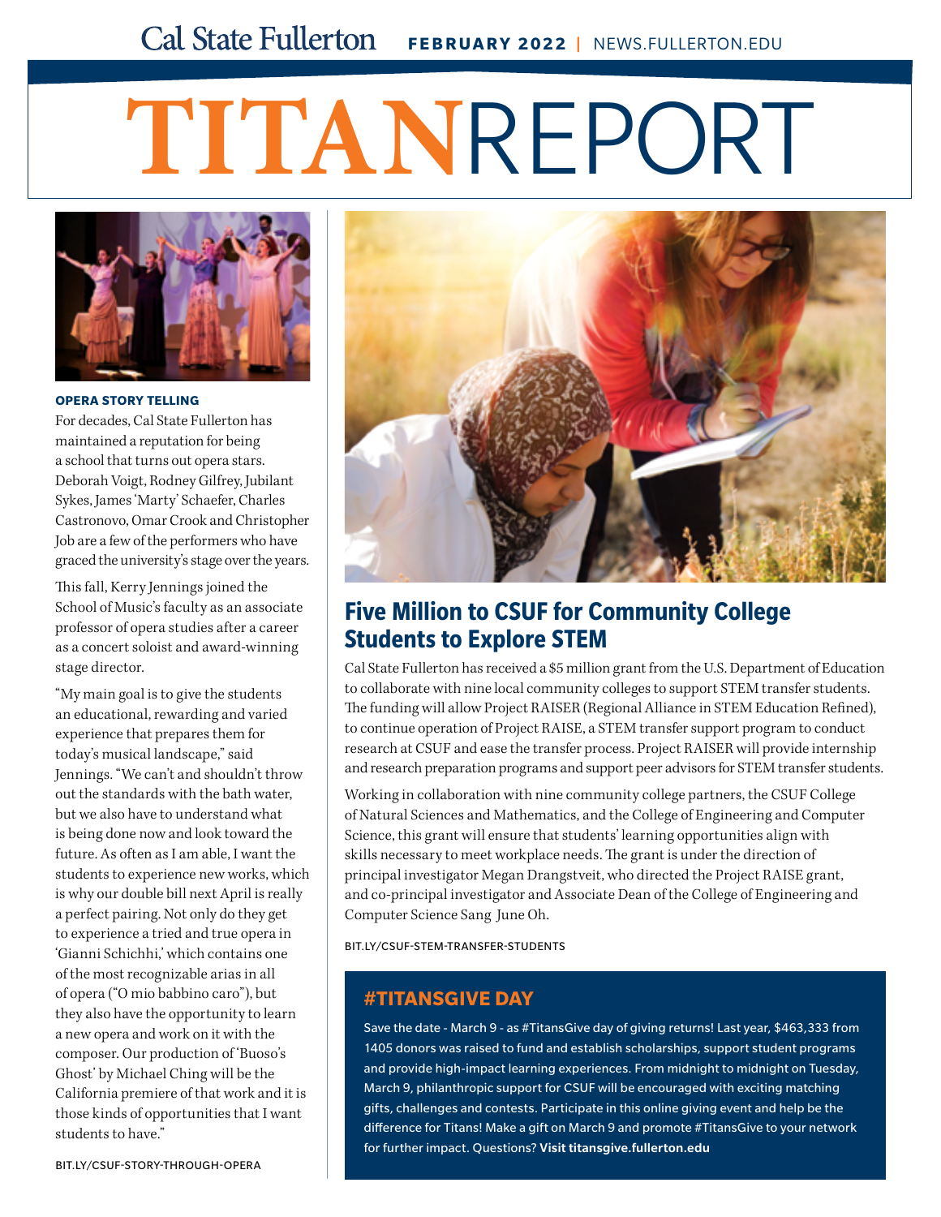Cal State Fullerton **FEBRUARY 2022** | NEWS.FULLERTON.EDU

# TITANREPORT

### OPERA STORY TELLING

For decades, Cal State Fullerton has maintained a reputation for being a school that turns out opera stars. Deborah Voigt, Rodney Gilfrey, Jubilant Sykes, James 'Marty' Schaefer, Charles Castronovo, Omar Crook and Christopher Job are a few of the performers who have graced the university's stage over the years.

This fall, Kerry Jennings joined the School of Music's faculty as an associate professor of opera studies after a career as a concert soloist and award-winning stage director.

"My main goal is to give the students an educational, rewarding and varied experience that prepares them for today's musical landscape," said Jennings. "We can't and shouldn't throw out the standards with the bath water, but we also have to understand what is being done now and look toward the future. As often as I am able, I want the students to experience new works, which is why our double bill next April is really a perfect pairing. Not only do they get to experience a tried and true opera in 'Gianni Schichhi,' which contains one of the most recognizable arias in all of opera ("O mio babbino caro"), but they also have the opportunity to learn a new opera and work on it with the composer. Our production of 'Buoso's Ghost' by Michael Ching will be the California premiere of that work and it is those kinds of opportunities that I want students to have."

BIT.LY/CSUF-STORY-THROUGH-OPERA

## Five Million to CSUF for Community College Students to Explore STEM

Cal State Fullerton has received a $5 million grant from the U.S. Department of Education to collaborate with nine local community colleges to support STEM transfer students. The funding will allow Project RAISER (Regional Alliance in STEM Education Refined), to continue operation of Project RAISE, a STEM transfer support program to conduct research at CSUF and ease the transfer process. Project RAISER will provide internship and research preparation programs and support peer advisors for STEM transfer students.

Working in collaboration with nine community college partners, the CSUF College of Natural Sciences and Mathematics, and the College of Engineering and Computer Science, this grant will ensure that students' learning opportunities align with skills necessary to meet workplace needs. The grant is under the direction of principal investigator Megan Drangstveit, who directed the Project RAISE grant, and co-principal investigator and Associate Dean of the College of Engineering and Computer Science Sang June Oh.

BIT.LY/CSUF-STEM-TRANSFER-STUDENTS

### #TITANSGIVE DAY

Save the date - March 9 - as #TitansGive day of giving returns! Last year, $463,333 from 1405 donors was raised to fund and establish scholarships, support student programs and provide high-impact learning experiences. From midnight to midnight on Tuesday, March 9, philanthropic support for CSUF will be encouraged with exciting matching gifts, challenges and contests. Participate in this online giving event and help be the difference for Titans! Make a gift on March 9 and promote #TitansGive to your network for further impact. Questions? **Visit titansgive.fullerton.edu**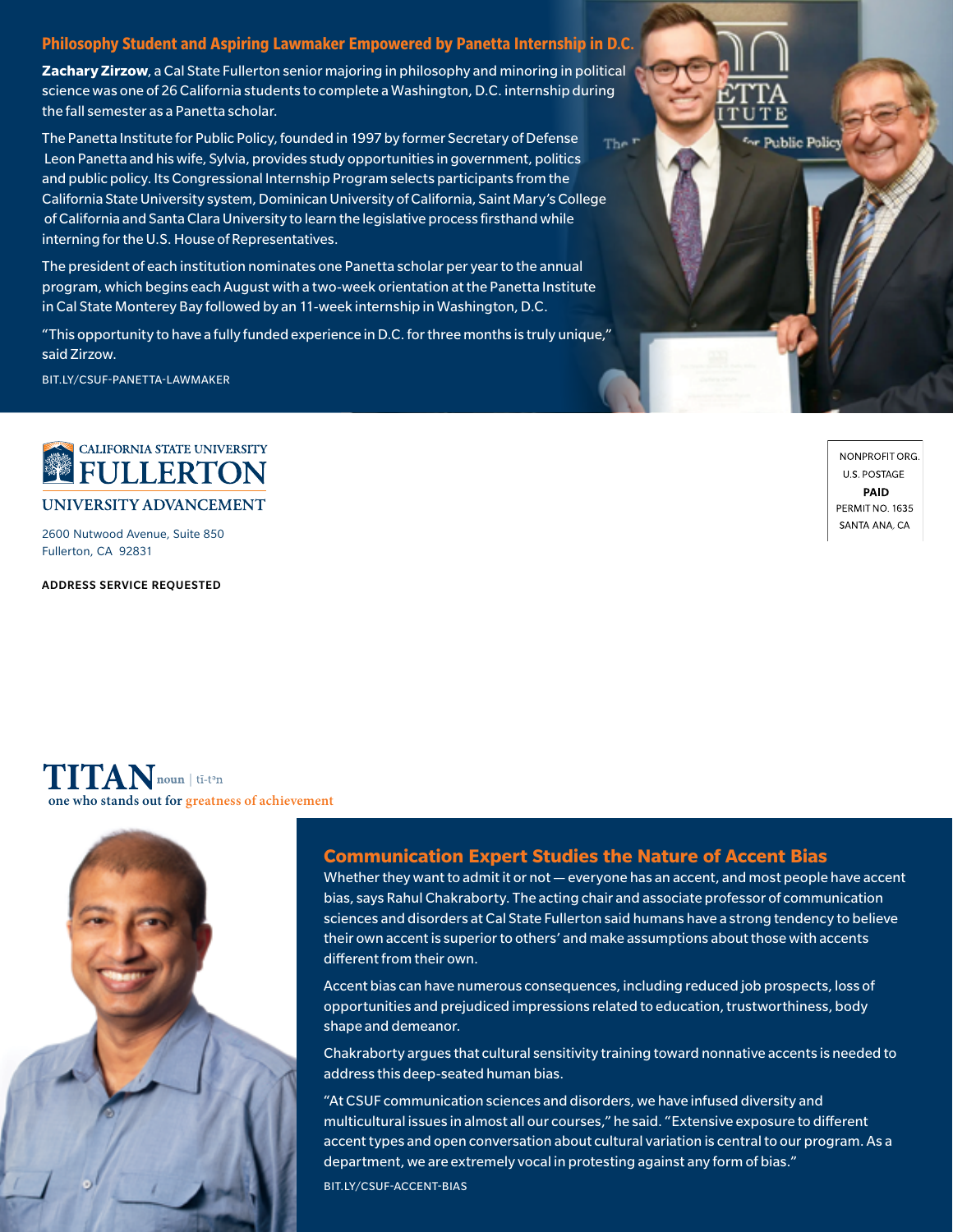## Philosophy Student and Aspiring Lawmaker Empowered by Panetta Internship in D.C.

**Zachary Zirzow**, a Cal State Fullerton senior majoring in philosophy and minoring in political science was one of 26 California students to complete a Washington, D.C. internship during the fall semester as a Panetta scholar.

The Panetta Institute for Public Policy, founded in 1997 by former Secretary of Defense Leon Panetta and his wife, Sylvia, provides study opportunities in government, politics and public policy. Its Congressional Internship Program selects participants from the California State University system, Dominican University of California, Saint Mary's College of California and Santa Clara University to learn the legislative process firsthand while interning for the U.S. House of Representatives.

The president of each institution nominates one Panetta scholar per year to the annual program, which begins each August with a two-week orientation at the Panetta Institute in Cal State Monterey Bay followed by an 11-week internship in Washington, D.C.

"This opportunity to have a fully funded experience in D.C. for three months is truly unique," said Zirzow.

BIT.LY/CSUF-PANETTA-LAWMAKER

CALIFORNIA STATE UNIVERSITY
FULLERTON
UNIVERSITY ADVANCEMENT

2600 Nutwood Avenue, Suite 850
Fullerton, CA 92831

ADDRESS SERVICE REQUESTED

NONPROFIT ORG.
U.S. POSTAGE
**PAID**
PERMIT NO. 1635
SANTA ANA, CA

**TITAN** noun | tī-tᵊn
one who stands out for greatness of achievement

## Communication Expert Studies the Nature of Accent Bias

Whether they want to admit it or not — everyone has an accent, and most people have accent bias, says Rahul Chakraborty. The acting chair and associate professor of communication sciences and disorders at Cal State Fullerton said humans have a strong tendency to believe their own accent is superior to others' and make assumptions about those with accents different from their own.

Accent bias can have numerous consequences, including reduced job prospects, loss of opportunities and prejudiced impressions related to education, trustworthiness, body shape and demeanor.

Chakraborty argues that cultural sensitivity training toward nonnative accents is needed to address this deep-seated human bias.

"At CSUF communication sciences and disorders, we have infused diversity and multicultural issues in almost all our courses," he said. "Extensive exposure to different accent types and open conversation about cultural variation is central to our program. As a department, we are extremely vocal in protesting against any form of bias."

BIT.LY/CSUF-ACCENT-BIAS